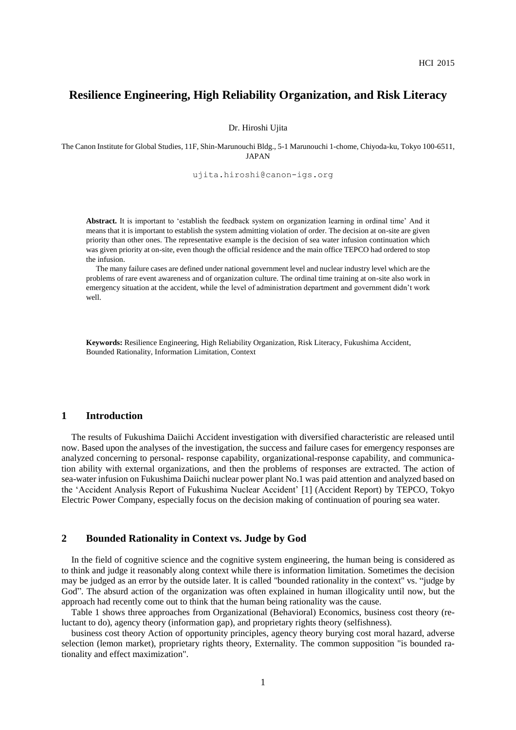# Resilience Engineering, High Reliability Organization, and Risk Literacy

Dr. Hiroshi Ujita

The Canon Institute for Global Studies, 11F, Shin-Marunouchi Bldg., 5-1 Marunouchi 1-chome, Chiyoda-ku, Tokyo 100-6511, JAPAN

ujita.hiroshi@canon-igs.org

**Abstract.** It is important to 'establish the feedback system on organization learning in ordinal time' And it means that it is important to establish the system admitting violation of order. The decision at on-site are given priority than other ones. The representative example is the decision of sea water infusion continuation which was given priority at on-site, even though the official residence and the main office TEPCO had ordered to stop the infusion.

The many failure cases are defined under national government level and nuclear industry level which are the problems of rare event awareness and of organization culture. The ordinal time training at on-site also work in emergency situation at the accident, while the level of administration department and government didn't work well.

**Keywords:** Resilience Engineering, High Reliability Organization, Risk Literacy, Fukushima Accident, Bounded Rationality, Information Limitation, Context

## 1 Introduction

The results of Fukushima Daiichi Accident investigation with diversified characteristic are released until now. Based upon the analyses of the investigation, the success and failure cases for emergency responses are analyzed concerning to personal- response capability, organizational-response capability, and communication ability with external organizations, and then the problems of responses are extracted. The action of sea-water infusion on Fukushima Daiichi nuclear power plant No.1 was paid attention and analyzed based on the 'Accident Analysis Report of Fukushima Nuclear Accident' [1] (Accident Report) by TEPCO, Tokyo Electric Power Company, especially focus on the decision making of continuation of pouring sea water.

## 2 Bounded Rationality in Context vs. Judge by God

In the field of cognitive science and the cognitive system engineering, the human being is considered as to think and judge it reasonably along context while there is information limitation. Sometimes the decision may be judged as an error by the outside later. It is called "bounded rationality in the context" vs. "judge by God". The absurd action of the organization was often explained in human illogicality until now, but the approach had recently come out to think that the human being rationality was the cause.

Table 1 shows three approaches from Organizational (Behavioral) Economics, business cost theory (reluctant to do), agency theory (information gap), and proprietary rights theory (selfishness).

business cost theory Action of opportunity principles, agency theory burying cost moral hazard, adverse selection (lemon market), proprietary rights theory, Externality. The common supposition "is bounded rationality and effect maximization".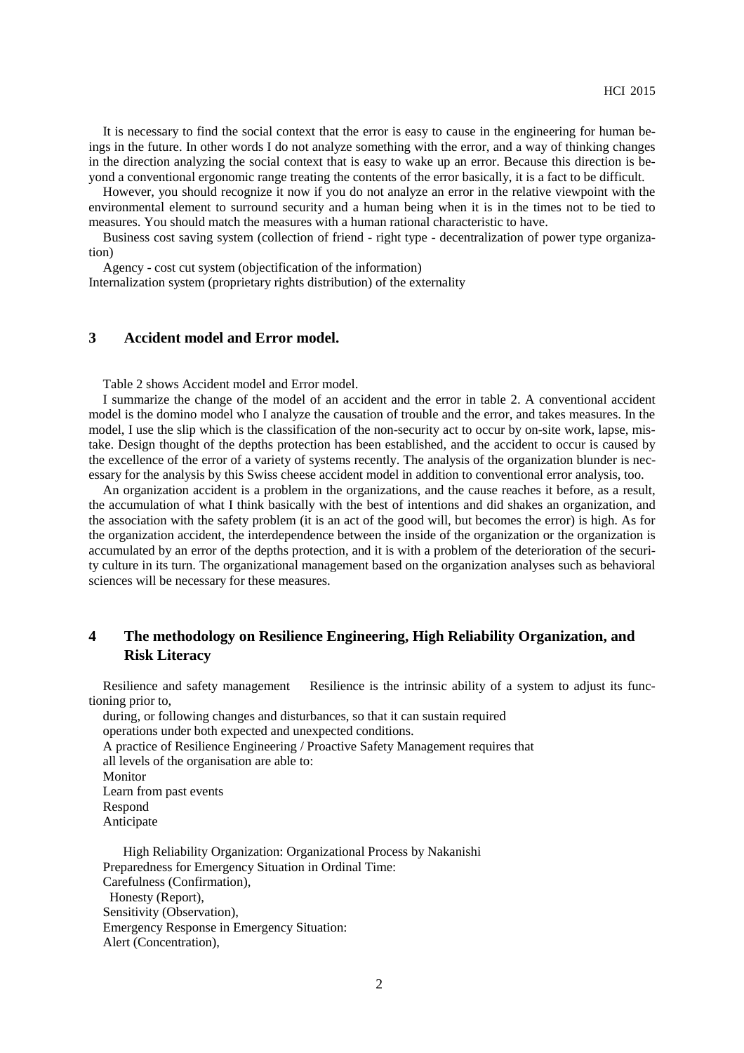It is necessary to find the social context that the error is easy to cause in the engineering for human beings in the future. In other words I do not analyze something with the error, and a way of thinking changes in the direction analyzing the social context that is easy to wake up an error. Because this direction is beyond a conventional ergonomic range treating the contents of the error basically, it is a fact to be difficult.

However, you should recognize it now if you do not analyze an error in the relative viewpoint with the environmental element to surround security and a human being when it is in the times not to be tied to measures. You should match the measures with a human rational characteristic to have.

Business cost saving system (collection of friend - right type - decentralization of power type organization)

Agency - cost cut system (objectification of the information)

Internalization system (proprietary rights distribution) of the externality

## 3 Accident model and Error model.

Table 2 shows Accident model and Error model.

I summarize the change of the model of an accident and the error in table 2. A conventional accident model is the domino model who I analyze the causation of trouble and the error, and takes measures. In the model, I use the slip which is the classification of the non-security act to occur by on-site work, lapse, mistake. Design thought of the depths protection has been established, and the accident to occur is caused by the excellence of the error of a variety of systems recently. The analysis of the organization blunder is necessary for the analysis by this Swiss cheese accident model in addition to conventional error analysis, too.

An organization accident is a problem in the organizations, and the cause reaches it before, as a result, the accumulation of what I think basically with the best of intentions and did shakes an organization, and the association with the safety problem (it is an act of the good will, but becomes the error) is high. As for the organization accident, the interdependence between the inside of the organization or the organization is accumulated by an error of the depths protection, and it is with a problem of the deterioration of the security culture in its turn. The organizational management based on the organization analyses such as behavioral sciences will be necessary for these measures.

## 4 The methodology on Resilience Engineering, High Reliability Organization, and Risk Literacy

Resilience and safety management Resilience is the intrinsic ability of a system to adjust its functioning prior to,

during, or following changes and disturbances, so that it can sustain required

operations under both expected and unexpected conditions.

A practice of Resilience Engineering / Proactive Safety Management requires that

all levels of the organisation are able to:

Monitor

Learn from past events

Respond

Anticipate

High Reliability Organization: Organizational Process by Nakanishi

Preparedness for Emergency Situation in Ordinal Time:

Carefulness (Confirmation),

Honesty (Report),

Sensitivity (Observation),

Emergency Response in Emergency Situation:

Alert (Concentration),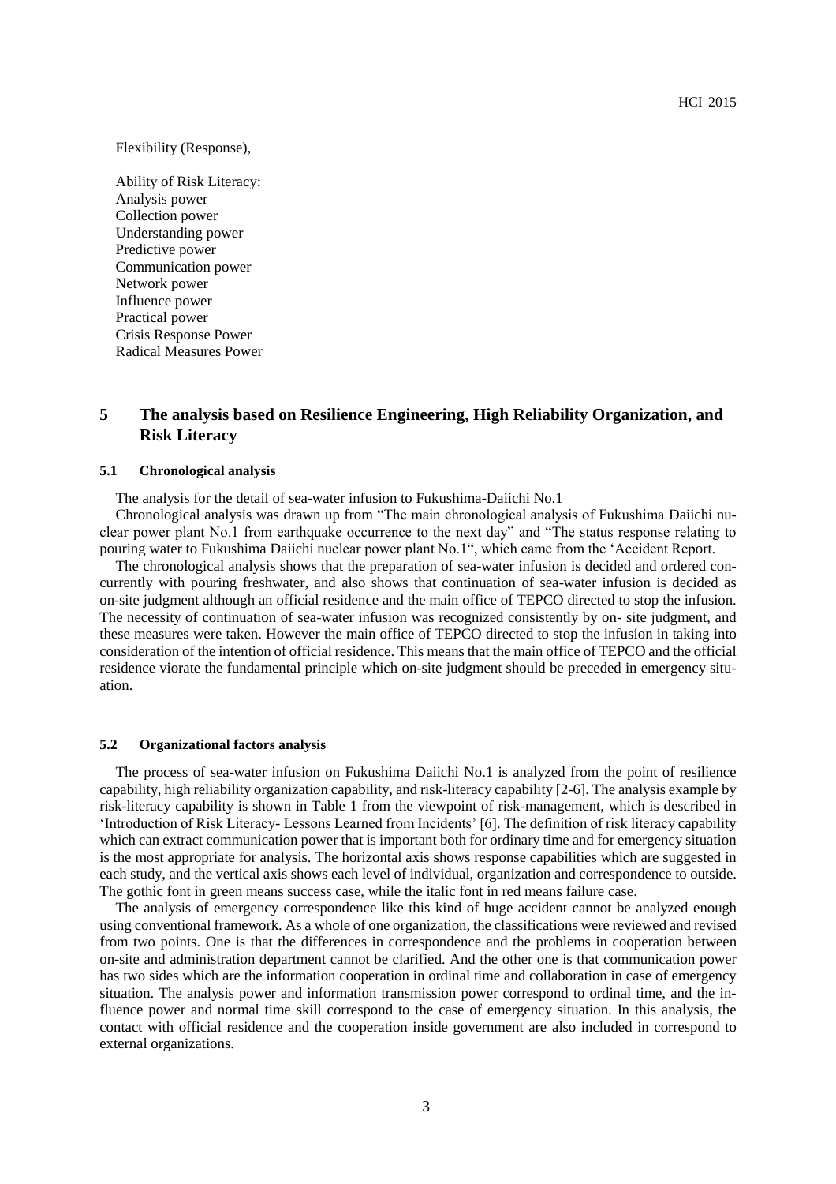Flexibility (Response),

Ability of Risk Literacy:
Analysis power
Collection power
Understanding power
Predictive power
Communication power
Network power
Influence power
Practical power
Crisis Response Power
Radical Measures Power

## 5 The analysis based on Resilience Engineering, High Reliability Organization, and Risk Literacy

### 5.1 Chronological analysis

The analysis for the detail of sea-water infusion to Fukushima-Daiichi No.1

Chronological analysis was drawn up from "The main chronological analysis of Fukushima Daiichi nuclear power plant No.1 from earthquake occurrence to the next day" and "The status response relating to pouring water to Fukushima Daiichi nuclear power plant No.1", which came from the 'Accident Report.

The chronological analysis shows that the preparation of sea-water infusion is decided and ordered concurrently with pouring freshwater, and also shows that continuation of sea-water infusion is decided as on-site judgment although an official residence and the main office of TEPCO directed to stop the infusion. The necessity of continuation of sea-water infusion was recognized consistently by on- site judgment, and these measures were taken. However the main office of TEPCO directed to stop the infusion in taking into consideration of the intention of official residence. This means that the main office of TEPCO and the official residence viorate the fundamental principle which on-site judgment should be preceded in emergency situation.

### 5.2 Organizational factors analysis

The process of sea-water infusion on Fukushima Daiichi No.1 is analyzed from the point of resilience capability, high reliability organization capability, and risk-literacy capability [2-6]. The analysis example by risk-literacy capability is shown in Table 1 from the viewpoint of risk-management, which is described in 'Introduction of Risk Literacy- Lessons Learned from Incidents' [6]. The definition of risk literacy capability which can extract communication power that is important both for ordinary time and for emergency situation is the most appropriate for analysis. The horizontal axis shows response capabilities which are suggested in each study, and the vertical axis shows each level of individual, organization and correspondence to outside. The gothic font in green means success case, while the italic font in red means failure case.

The analysis of emergency correspondence like this kind of huge accident cannot be analyzed enough using conventional framework. As a whole of one organization, the classifications were reviewed and revised from two points. One is that the differences in correspondence and the problems in cooperation between on-site and administration department cannot be clarified. And the other one is that communication power has two sides which are the information cooperation in ordinal time and collaboration in case of emergency situation. The analysis power and information transmission power correspond to ordinal time, and the influence power and normal time skill correspond to the case of emergency situation. In this analysis, the contact with official residence and the cooperation inside government are also included in correspond to external organizations.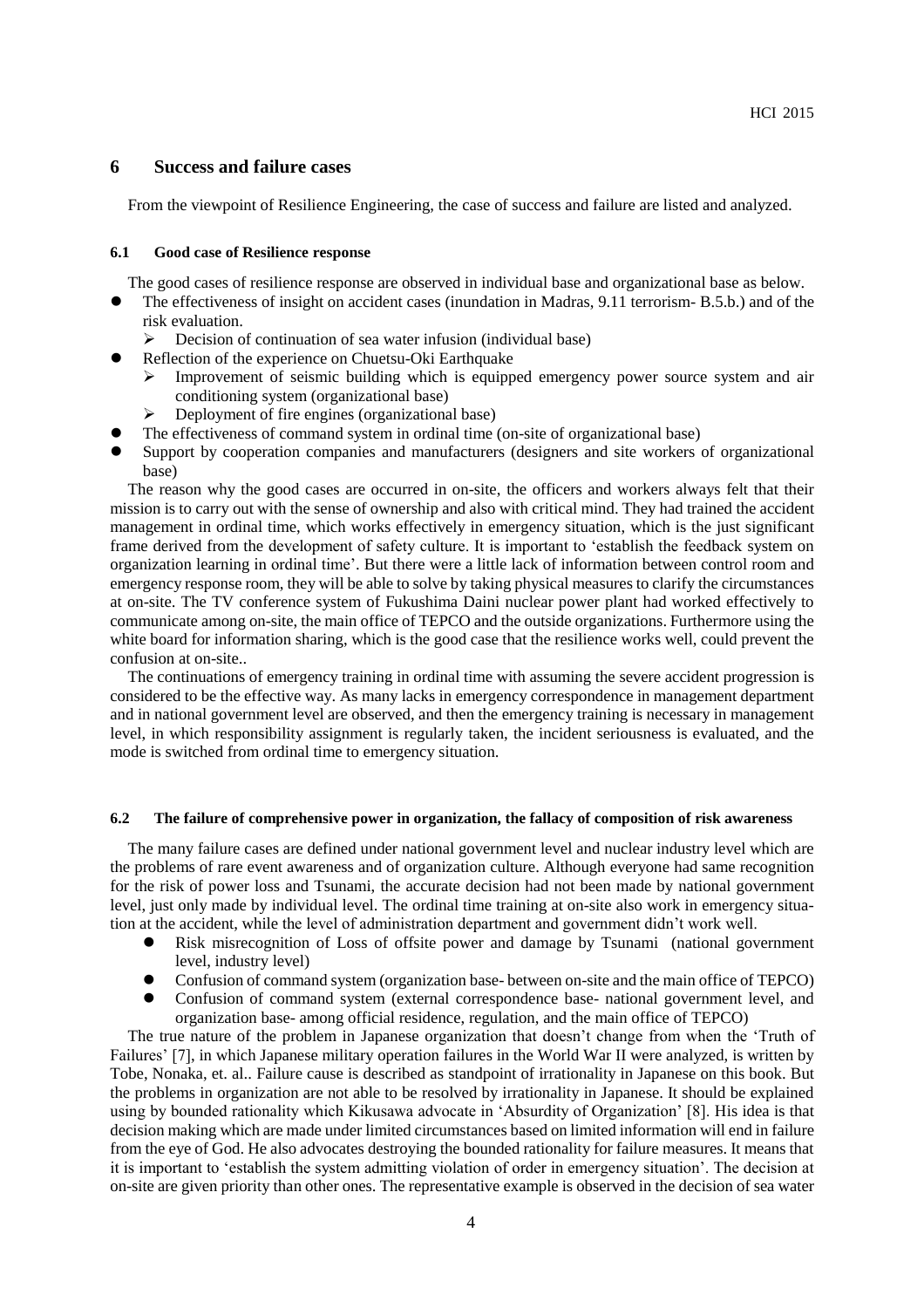## 6 Success and failure cases

From the viewpoint of Resilience Engineering, the case of success and failure are listed and analyzed.

### 6.1 Good case of Resilience response

The good cases of resilience response are observed in individual base and organizational base as below.

- The effectiveness of insight on accident cases (inundation in Madras, 9.11 terrorism- B.5.b.) and of the risk evaluation.
  - Decision of continuation of sea water infusion (individual base)
- Reflection of the experience on Chuetsu-Oki Earthquake
  - Improvement of seismic building which is equipped emergency power source system and air conditioning system (organizational base)
  - Deployment of fire engines (organizational base)
- The effectiveness of command system in ordinal time (on-site of organizational base)
- Support by cooperation companies and manufacturers (designers and site workers of organizational base)

The reason why the good cases are occurred in on-site, the officers and workers always felt that their mission is to carry out with the sense of ownership and also with critical mind. They had trained the accident management in ordinal time, which works effectively in emergency situation, which is the just significant frame derived from the development of safety culture. It is important to 'establish the feedback system on organization learning in ordinal time'. But there were a little lack of information between control room and emergency response room, they will be able to solve by taking physical measures to clarify the circumstances at on-site. The TV conference system of Fukushima Daini nuclear power plant had worked effectively to communicate among on-site, the main office of TEPCO and the outside organizations. Furthermore using the white board for information sharing, which is the good case that the resilience works well, could prevent the confusion at on-site..

The continuations of emergency training in ordinal time with assuming the severe accident progression is considered to be the effective way. As many lacks in emergency correspondence in management department and in national government level are observed, and then the emergency training is necessary in management level, in which responsibility assignment is regularly taken, the incident seriousness is evaluated, and the mode is switched from ordinal time to emergency situation.

### 6.2 The failure of comprehensive power in organization, the fallacy of composition of risk awareness

The many failure cases are defined under national government level and nuclear industry level which are the problems of rare event awareness and of organization culture. Although everyone had same recognition for the risk of power loss and Tsunami, the accurate decision had not been made by national government level, just only made by individual level. The ordinal time training at on-site also work in emergency situation at the accident, while the level of administration department and government didn't work well.

- Risk misrecognition of Loss of offsite power and damage by Tsunami (national government level, industry level)
- Confusion of command system (organization base- between on-site and the main office of TEPCO)
- Confusion of command system (external correspondence base- national government level, and organization base- among official residence, regulation, and the main office of TEPCO)

The true nature of the problem in Japanese organization that doesn't change from when the 'Truth of Failures' [7], in which Japanese military operation failures in the World War II were analyzed, is written by Tobe, Nonaka, et. al.. Failure cause is described as standpoint of irrationality in Japanese on this book. But the problems in organization are not able to be resolved by irrationality in Japanese. It should be explained using by bounded rationality which Kikusawa advocate in 'Absurdity of Organization' [8]. His idea is that decision making which are made under limited circumstances based on limited information will end in failure from the eye of God. He also advocates destroying the bounded rationality for failure measures. It means that it is important to 'establish the system admitting violation of order in emergency situation'. The decision at on-site are given priority than other ones. The representative example is observed in the decision of sea water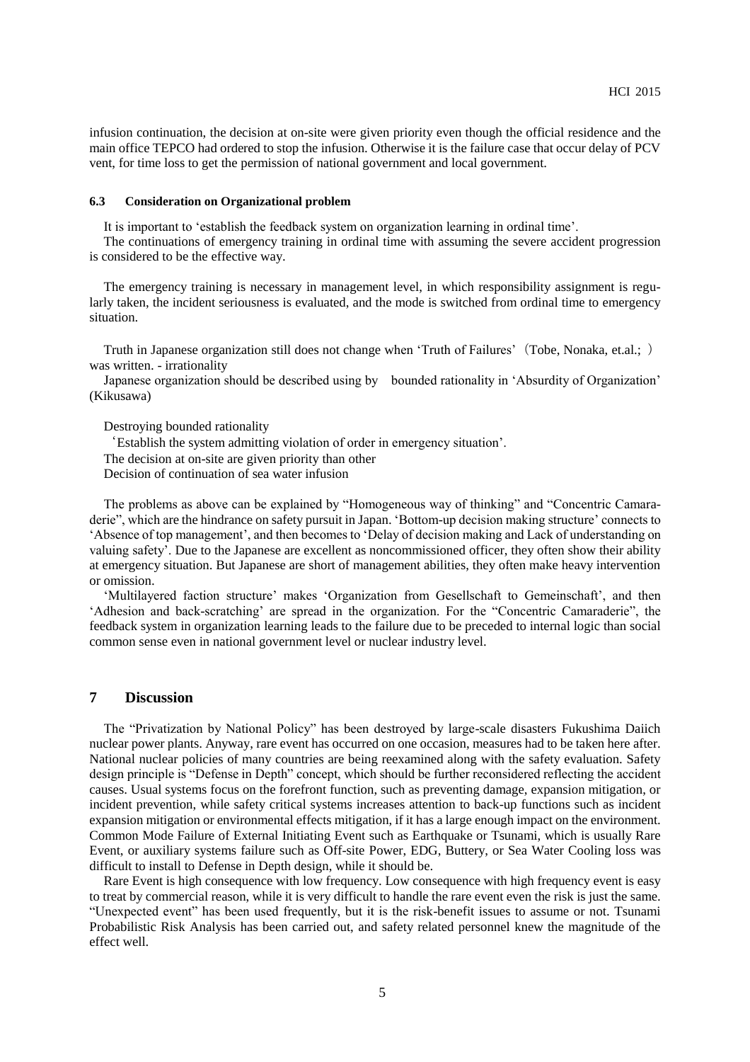infusion continuation, the decision at on-site were given priority even though the official residence and the main office TEPCO had ordered to stop the infusion. Otherwise it is the failure case that occur delay of PCV vent, for time loss to get the permission of national government and local government.

### 6.3 Consideration on Organizational problem

It is important to 'establish the feedback system on organization learning in ordinal time'.

The continuations of emergency training in ordinal time with assuming the severe accident progression is considered to be the effective way.

The emergency training is necessary in management level, in which responsibility assignment is regularly taken, the incident seriousness is evaluated, and the mode is switched from ordinal time to emergency situation.

Truth in Japanese organization still does not change when 'Truth of Failures'（Tobe, Nonaka, et.al.; ）was written. - irrationality

Japanese organization should be described using by bounded rationality in 'Absurdity of Organization' (Kikusawa)

Destroying bounded rationality

'Establish the system admitting violation of order in emergency situation'.

The decision at on-site are given priority than other

Decision of continuation of sea water infusion

The problems as above can be explained by "Homogeneous way of thinking" and "Concentric Camaraderie", which are the hindrance on safety pursuit in Japan. 'Bottom-up decision making structure' connects to 'Absence of top management', and then becomes to 'Delay of decision making and Lack of understanding on valuing safety'. Due to the Japanese are excellent as noncommissioned officer, they often show their ability at emergency situation. But Japanese are short of management abilities, they often make heavy intervention or omission.

'Multilayered faction structure' makes 'Organization from Gesellschaft to Gemeinschaft', and then 'Adhesion and back-scratching' are spread in the organization. For the "Concentric Camaraderie", the feedback system in organization learning leads to the failure due to be preceded to internal logic than social common sense even in national government level or nuclear industry level.

## 7 Discussion

The "Privatization by National Policy" has been destroyed by large-scale disasters Fukushima Daiich nuclear power plants. Anyway, rare event has occurred on one occasion, measures had to be taken here after. National nuclear policies of many countries are being reexamined along with the safety evaluation. Safety design principle is "Defense in Depth" concept, which should be further reconsidered reflecting the accident causes. Usual systems focus on the forefront function, such as preventing damage, expansion mitigation, or incident prevention, while safety critical systems increases attention to back-up functions such as incident expansion mitigation or environmental effects mitigation, if it has a large enough impact on the environment. Common Mode Failure of External Initiating Event such as Earthquake or Tsunami, which is usually Rare Event, or auxiliary systems failure such as Off-site Power, EDG, Buttery, or Sea Water Cooling loss was difficult to install to Defense in Depth design, while it should be.

Rare Event is high consequence with low frequency. Low consequence with high frequency event is easy to treat by commercial reason, while it is very difficult to handle the rare event even the risk is just the same. "Unexpected event" has been used frequently, but it is the risk-benefit issues to assume or not. Tsunami Probabilistic Risk Analysis has been carried out, and safety related personnel knew the magnitude of the effect well.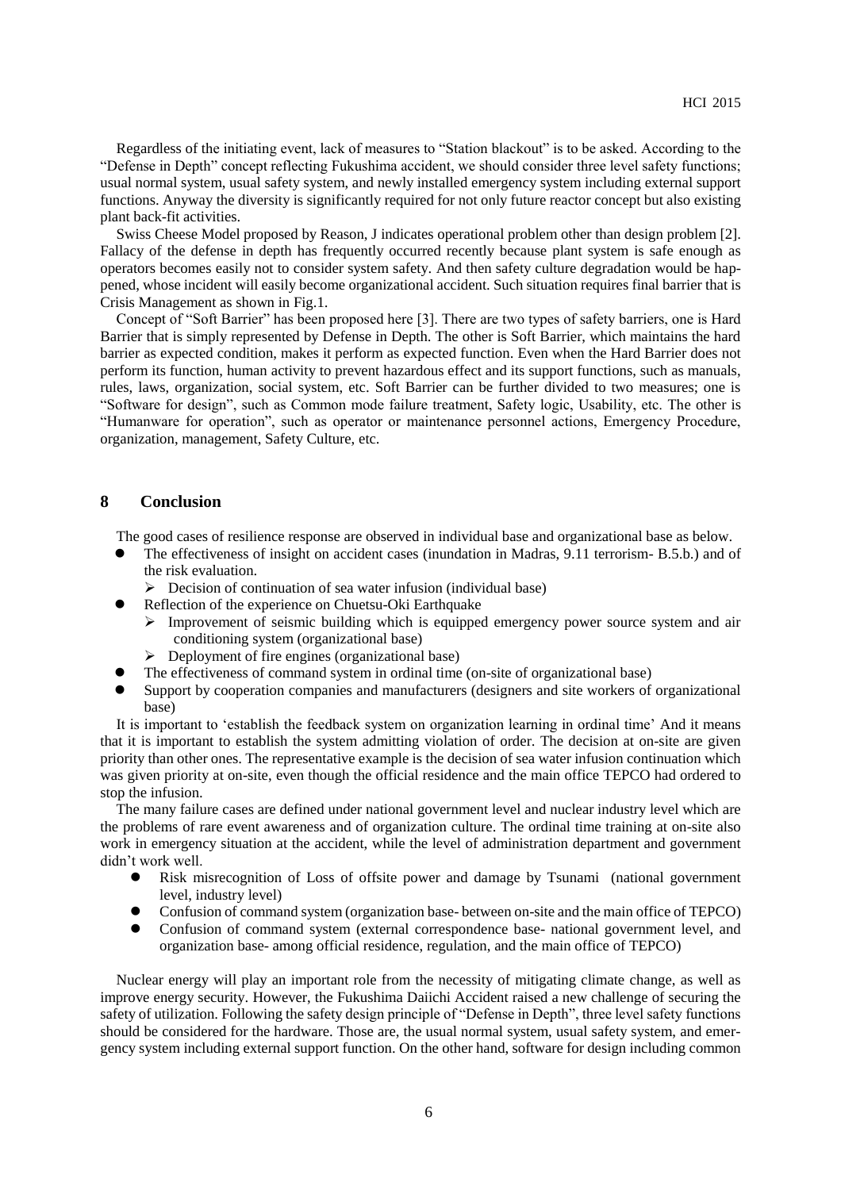Regardless of the initiating event, lack of measures to "Station blackout" is to be asked. According to the "Defense in Depth" concept reflecting Fukushima accident, we should consider three level safety functions; usual normal system, usual safety system, and newly installed emergency system including external support functions. Anyway the diversity is significantly required for not only future reactor concept but also existing plant back-fit activities.

Swiss Cheese Model proposed by Reason, J indicates operational problem other than design problem [2]. Fallacy of the defense in depth has frequently occurred recently because plant system is safe enough as operators becomes easily not to consider system safety. And then safety culture degradation would be happened, whose incident will easily become organizational accident. Such situation requires final barrier that is Crisis Management as shown in Fig.1.

Concept of "Soft Barrier" has been proposed here [3]. There are two types of safety barriers, one is Hard Barrier that is simply represented by Defense in Depth. The other is Soft Barrier, which maintains the hard barrier as expected condition, makes it perform as expected function. Even when the Hard Barrier does not perform its function, human activity to prevent hazardous effect and its support functions, such as manuals, rules, laws, organization, social system, etc. Soft Barrier can be further divided to two measures; one is "Software for design", such as Common mode failure treatment, Safety logic, Usability, etc. The other is "Humanware for operation", such as operator or maintenance personnel actions, Emergency Procedure, organization, management, Safety Culture, etc.

## 8 Conclusion

The good cases of resilience response are observed in individual base and organizational base as below.

- The effectiveness of insight on accident cases (inundation in Madras, 9.11 terrorism- B.5.b.) and of the risk evaluation.
  - Decision of continuation of sea water infusion (individual base)
- Reflection of the experience on Chuetsu-Oki Earthquake
  - Improvement of seismic building which is equipped emergency power source system and air conditioning system (organizational base)
  - Deployment of fire engines (organizational base)
- The effectiveness of command system in ordinal time (on-site of organizational base)
- Support by cooperation companies and manufacturers (designers and site workers of organizational base)

It is important to 'establish the feedback system on organization learning in ordinal time' And it means that it is important to establish the system admitting violation of order. The decision at on-site are given priority than other ones. The representative example is the decision of sea water infusion continuation which was given priority at on-site, even though the official residence and the main office TEPCO had ordered to stop the infusion.

The many failure cases are defined under national government level and nuclear industry level which are the problems of rare event awareness and of organization culture. The ordinal time training at on-site also work in emergency situation at the accident, while the level of administration department and government didn't work well.

- Risk misrecognition of Loss of offsite power and damage by Tsunami (national government level, industry level)
- Confusion of command system (organization base- between on-site and the main office of TEPCO)
- Confusion of command system (external correspondence base- national government level, and organization base- among official residence, regulation, and the main office of TEPCO)

Nuclear energy will play an important role from the necessity of mitigating climate change, as well as improve energy security. However, the Fukushima Daiichi Accident raised a new challenge of securing the safety of utilization. Following the safety design principle of "Defense in Depth", three level safety functions should be considered for the hardware. Those are, the usual normal system, usual safety system, and emergency system including external support function. On the other hand, software for design including common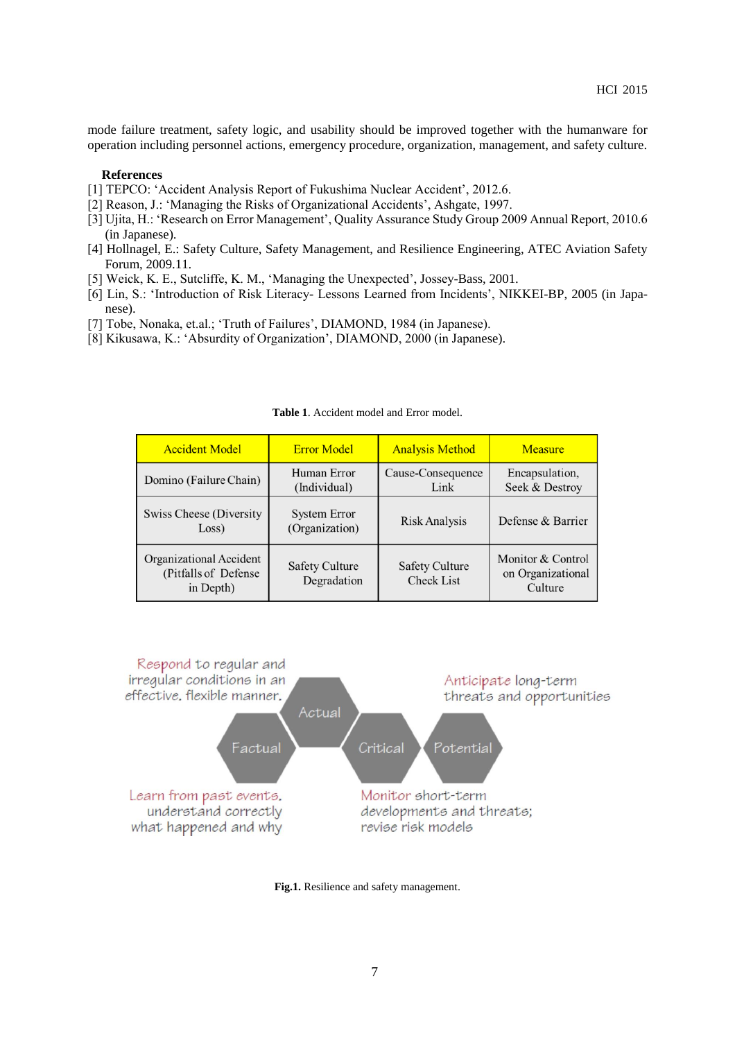mode failure treatment, safety logic, and usability should be improved together with the humanware for operation including personnel actions, emergency procedure, organization, management, and safety culture.

## References

[1] TEPCO: 'Accident Analysis Report of Fukushima Nuclear Accident', 2012.6.
[2] Reason, J.: 'Managing the Risks of Organizational Accidents', Ashgate, 1997.
[3] Ujita, H.: 'Research on Error Management', Quality Assurance Study Group 2009 Annual Report, 2010.6 (in Japanese).
[4] Hollnagel, E.: Safety Culture, Safety Management, and Resilience Engineering, ATEC Aviation Safety Forum, 2009.11.
[5] Weick, K. E., Sutcliffe, K. M., 'Managing the Unexpected', Jossey-Bass, 2001.
[6] Lin, S.: 'Introduction of Risk Literacy- Lessons Learned from Incidents', NIKKEI-BP, 2005 (in Japanese).
[7] Tobe, Nonaka, et.al.; 'Truth of Failures', DIAMOND, 1984 (in Japanese).
[8] Kikusawa, K.: 'Absurdity of Organization', DIAMOND, 2000 (in Japanese).

**Table 1**. Accident model and Error model.

| Accident Model | Error Model | Analysis Method | Measure |
|---|---|---|---|
| Domino (Failure Chain) | Human Error (Individual) | Cause-Consequence Link | Encapsulation, Seek & Destroy |
| Swiss Cheese (Diversity Loss) | System Error (Organization) | Risk Analysis | Defense & Barrier |
| Organizational Accident (Pitfalls of Defense in Depth) | Safety Culture Degradation | Safety Culture Check List | Monitor & Control on Organizational Culture |

**Fig.1.** Resilience and safety management.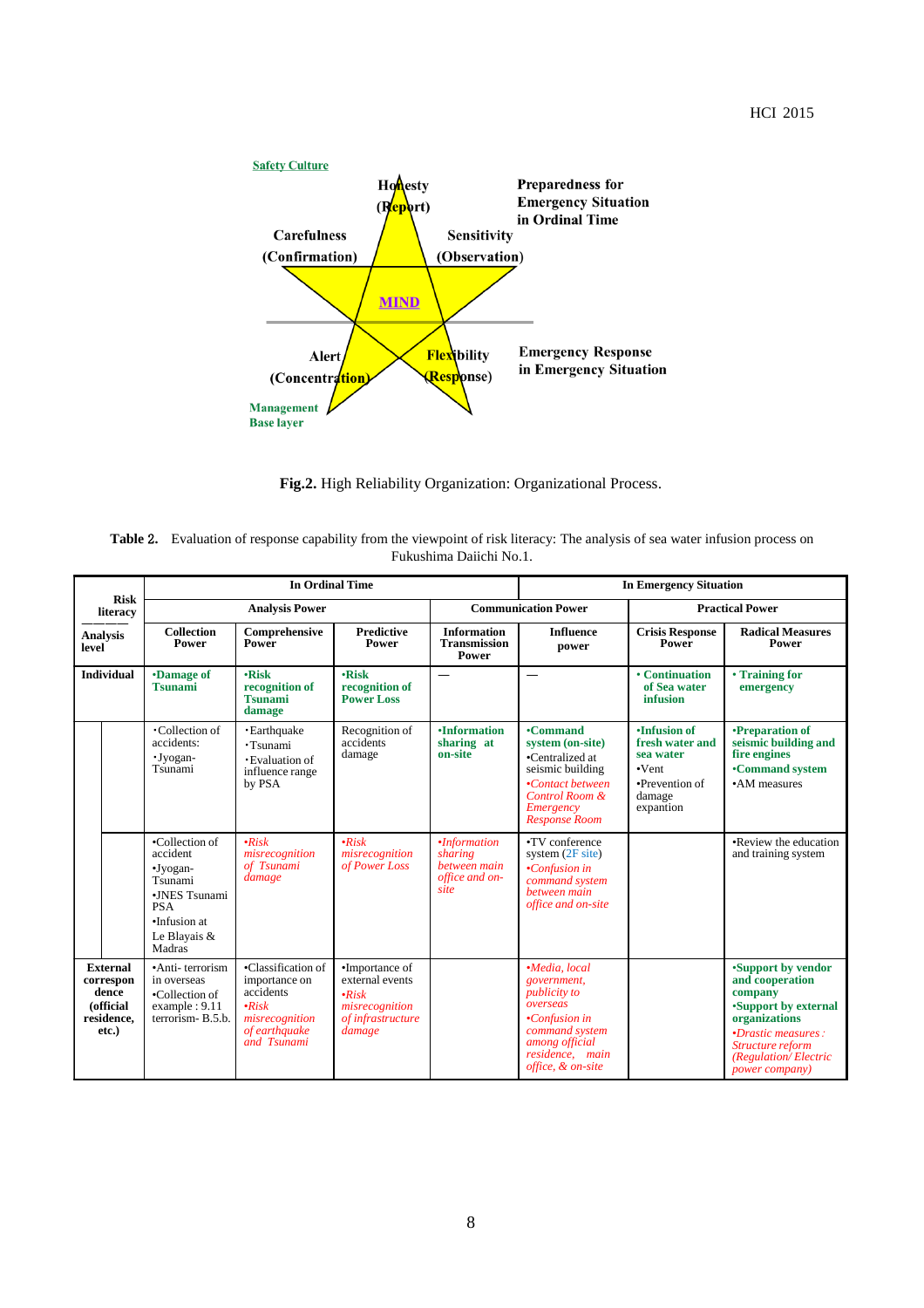Safety Culture

Honesty (Report)

Carefulness (Confirmation)

Sensitivity (Observation)

Preparedness for Emergency Situation in Ordinal Time

MIND

Alert (Concentration)

Flexibility (Response)

Emergency Response in Emergency Situation

Management Base layer

**Fig.2.** High Reliability Organization: Organizational Process.

**Table 2.** Evaluation of response capability from the viewpoint of risk literacy: The analysis of sea water infusion process on Fukushima Daiichi No.1.

| Risk literacy / Analysis level | In Ordinal Time | | | | In Emergency Situation | | |
|---|---|---|---|---|---|---|---|
| | Analysis Power | | | Communication Power | | Practical Power | |
| | Collection Power | Comprehensive Power | Predictive Power | Information Transmission Power | Influence power | Crisis Response Power | Radical Measures Power |
| **Individual** | **•Damage of Tsunami** | **•Risk recognition of Tsunami damage** | **•Risk recognition of Power Loss** | — | — | **• Continuation of Sea water infusion** | **• Training for emergency** |
| | ･Collection of accidents: ･Jyogan-Tsunami | ･Earthquake ･Tsunami ･Evaluation of influence range by PSA | Recognition of accidents damage | **•Information sharing at on-site** | **•Command system (on-site)** •Centralized at seismic building *•Contact between Control Room & Emergency Response Room* | **•Infusion of fresh water and sea water** •Vent •Prevention of damage expantion | **•Preparation of seismic building and fire engines** **•Command system** •AM measures |
| | •Collection of accident •Jyogan-Tsunami •JNES Tsunami PSA •Infusion at Le Blayais & Madras | *•Risk misrecognition of Tsunami damage* | *•Risk misrecognition of Power Loss* | *•Information sharing between main office and on-site* | •TV conference system (2F site) *•Confusion in command system between main office and on-site* | | •Review the education and training system |
| **External correspondence (official residence, etc.)** | •Anti- terrorism in overseas •Collection of example : 9.11 terrorism- B.5.b. | •Classification of importance on accidents *•Risk misrecognition of earthquake and Tsunami* | •Importance of external events *•Risk misrecognition of infrastructure damage* | | *•Media, local government, publicity to overseas* *•Confusion in command system among official residence, main office, & on-site* | | **•Support by vendor and cooperation company** **•Support by external organizations** *•Drastic measures : Structure reform (Regulation/ Electric power company)* |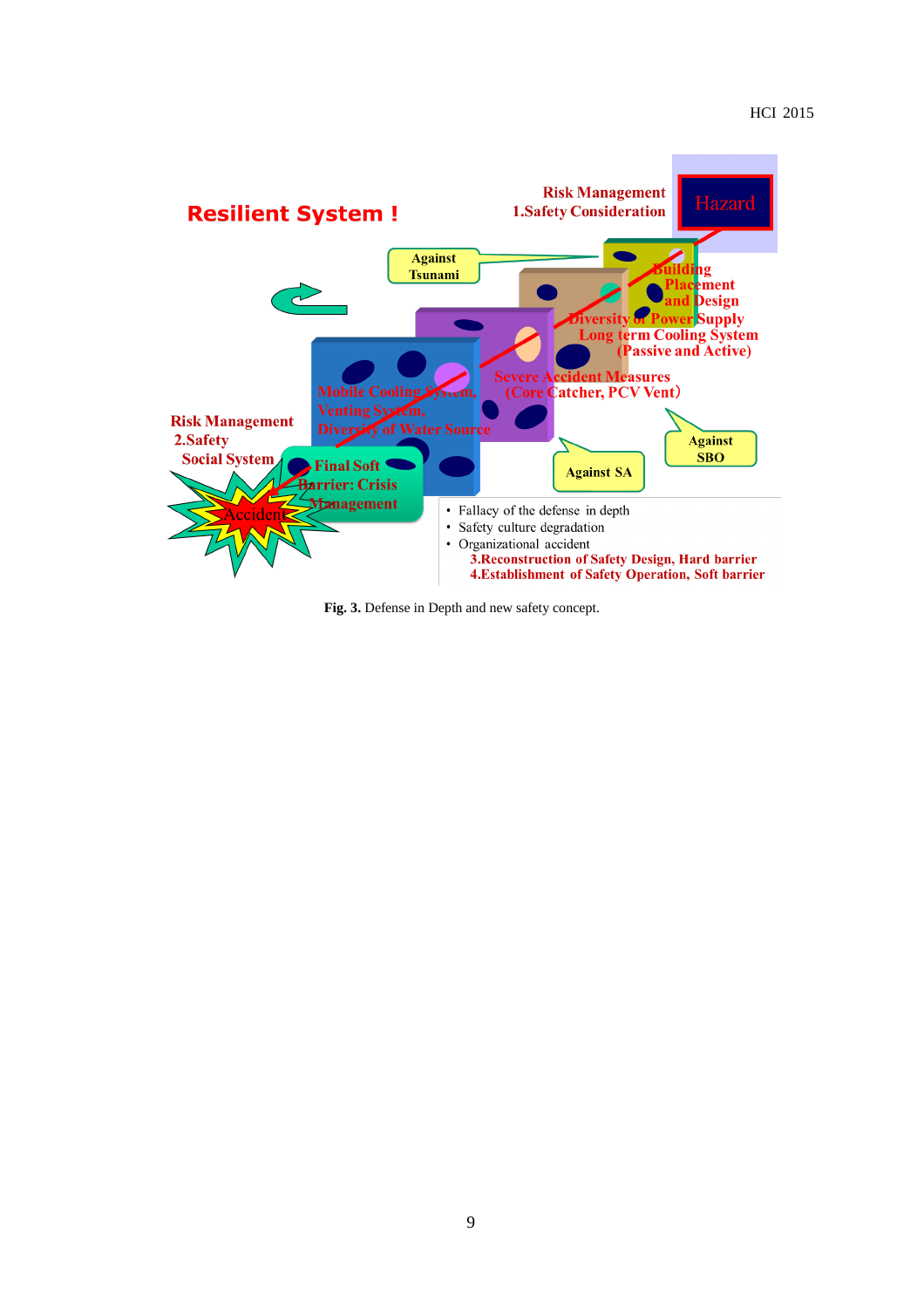Resilient System !

Risk Management
1.Safety Consideration

Hazard

Against Tsunami

Building Placement and Design

Diversity of Power Supply
Long term Cooling System
(Passive and Active)

Severe Accident Measures
(Core Catcher, PCV Vent)

Mobile Cooling System,
Venting System,
Diversity of Water Source

Risk Management
2.Safety
Social System

Final Soft Barrier: Crisis Management

Accident

Against SA

Against SBO

- Fallacy of the defense in depth
- Safety culture degradation
- Organizational accident

**3.Reconstruction of Safety Design, Hard barrier**
**4.Establishment of Safety Operation, Soft barrier**

**Fig. 3.** Defense in Depth and new safety concept.